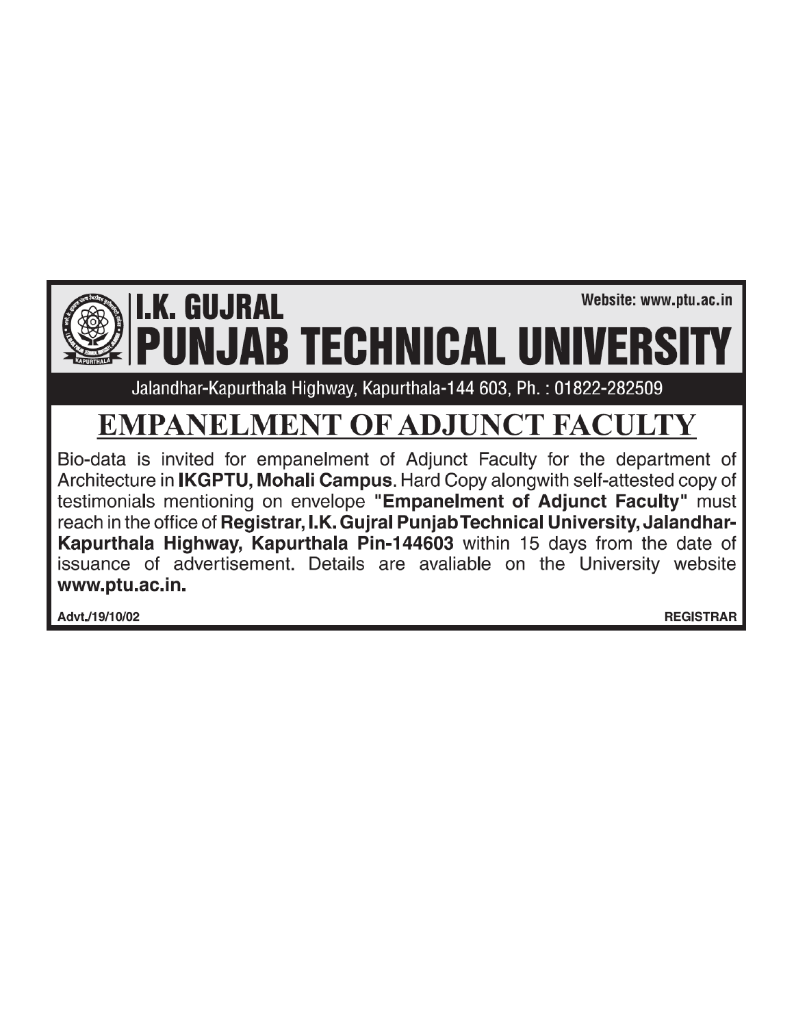Website: www.ptu.ac.in

# I.K. GUJRAL PUNJAB TECHNICAL UNIVERSITY

Jalandhar-Kapurthala Highway, Kapurthala-144 603, Ph. : 01822-282509

## EMPANELMENT OF ADJUNCT FACULTY

Bio-data is invited for empanelment of Adjunct Faculty for the department of Architecture in **IKGPTU, Mohali Campus**. Hard Copy alongwith self-attested copy of testimonials mentioning on envelope **"Empanelment of Adjunct Faculty"** must reach in the office of **Registrar, I.K. Gujral Punjab Technical University, Jalandhar-Kapurthala Highway, Kapurthala Pin-144603** within 15 days from the date of issuance of advertisement. Details are avaliable on the University website **www.ptu.ac.in.**

**Advt./19/10/02**

**REGISTRAR**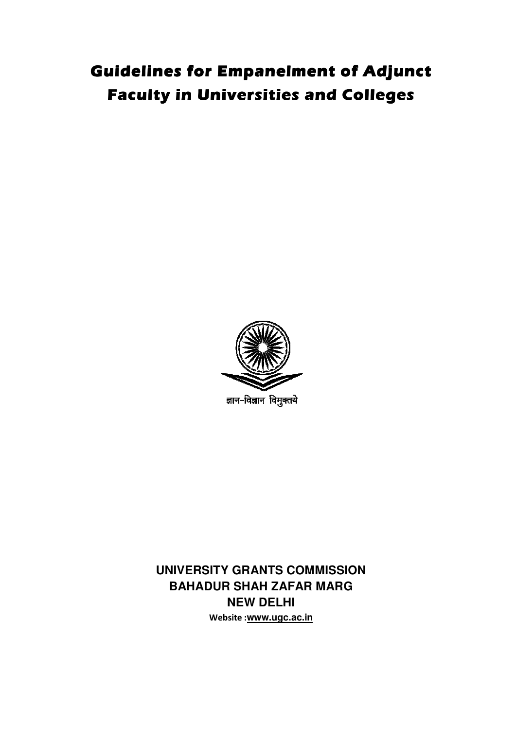# Guidelines for Empanelment of Adjunct Faculty in Universities and Colleges

ज्ञान-विज्ञान विमुक्तये

**UNIVERSITY GRANTS COMMISSION**
**BAHADUR SHAH ZAFAR MARG**
**NEW DELHI**

**Website :www.ugc.ac.in**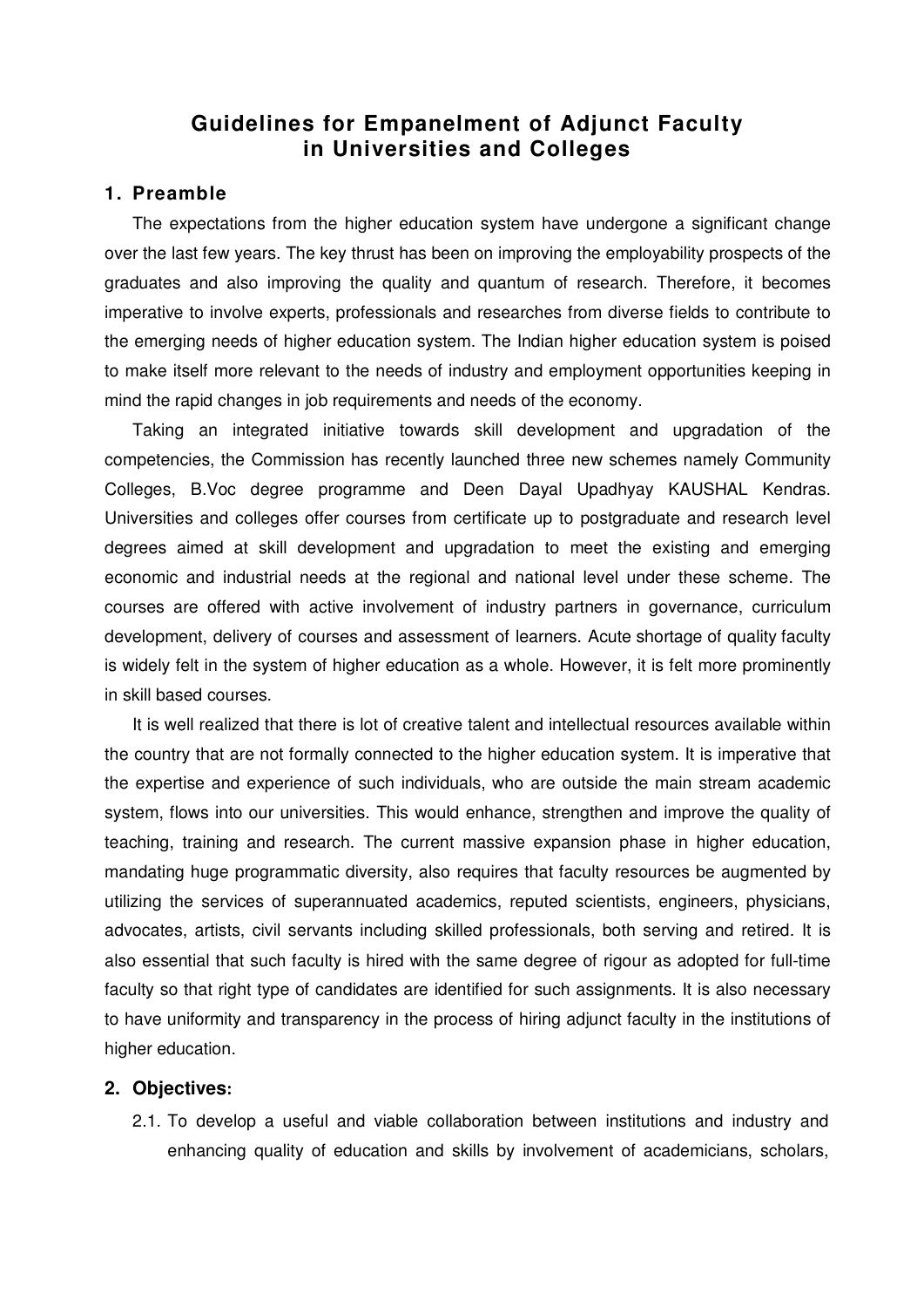# Guidelines for Empanelment of Adjunct Faculty in Universities and Colleges

## 1. Preamble

The expectations from the higher education system have undergone a significant change over the last few years. The key thrust has been on improving the employability prospects of the graduates and also improving the quality and quantum of research. Therefore, it becomes imperative to involve experts, professionals and researches from diverse fields to contribute to the emerging needs of higher education system. The Indian higher education system is poised to make itself more relevant to the needs of industry and employment opportunities keeping in mind the rapid changes in job requirements and needs of the economy.

Taking an integrated initiative towards skill development and upgradation of the competencies, the Commission has recently launched three new schemes namely Community Colleges, B.Voc degree programme and Deen Dayal Upadhyay KAUSHAL Kendras. Universities and colleges offer courses from certificate up to postgraduate and research level degrees aimed at skill development and upgradation to meet the existing and emerging economic and industrial needs at the regional and national level under these scheme. The courses are offered with active involvement of industry partners in governance, curriculum development, delivery of courses and assessment of learners. Acute shortage of quality faculty is widely felt in the system of higher education as a whole. However, it is felt more prominently in skill based courses.

It is well realized that there is lot of creative talent and intellectual resources available within the country that are not formally connected to the higher education system. It is imperative that the expertise and experience of such individuals, who are outside the main stream academic system, flows into our universities. This would enhance, strengthen and improve the quality of teaching, training and research. The current massive expansion phase in higher education, mandating huge programmatic diversity, also requires that faculty resources be augmented by utilizing the services of superannuated academics, reputed scientists, engineers, physicians, advocates, artists, civil servants including skilled professionals, both serving and retired. It is also essential that such faculty is hired with the same degree of rigour as adopted for full-time faculty so that right type of candidates are identified for such assignments. It is also necessary to have uniformity and transparency in the process of hiring adjunct faculty in the institutions of higher education.

## 2. Objectives:

2.1. To develop a useful and viable collaboration between institutions and industry and enhancing quality of education and skills by involvement of academicians, scholars,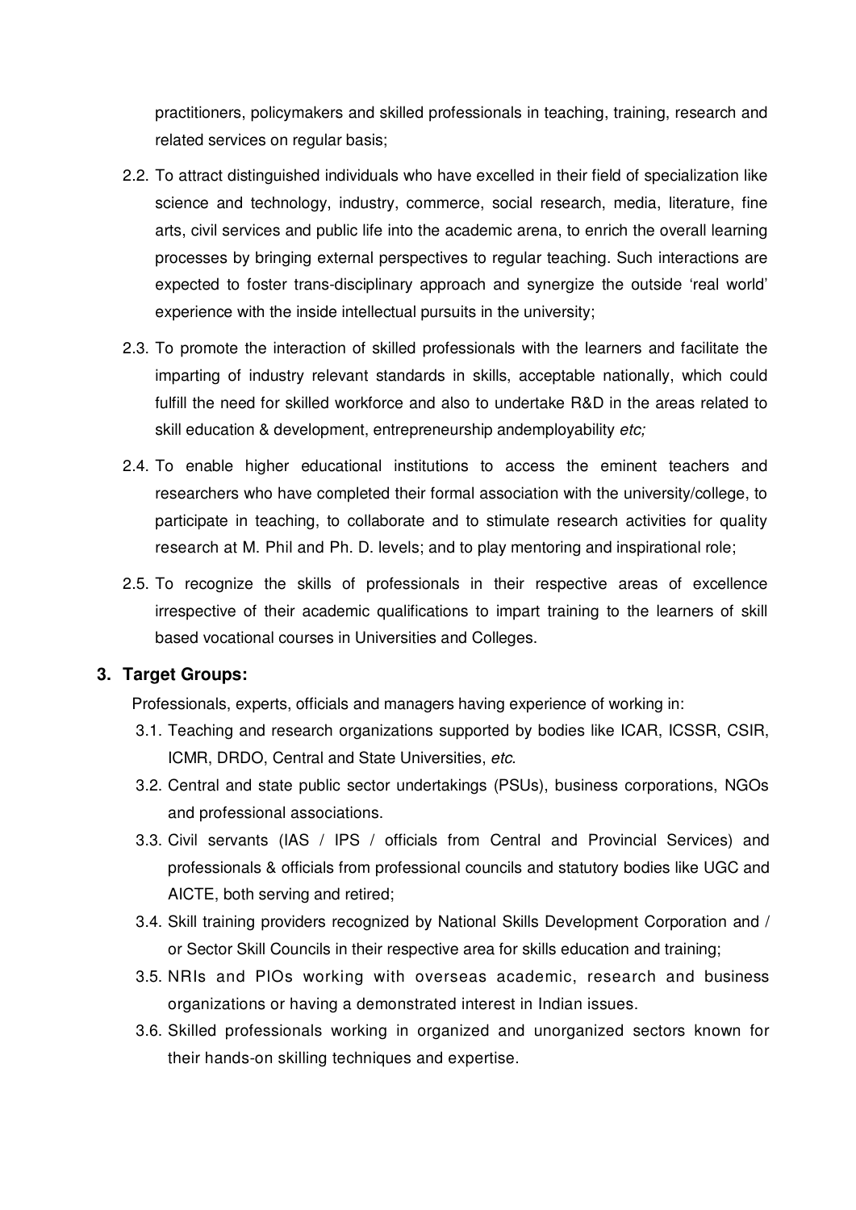practitioners, policymakers and skilled professionals in teaching, training, research and related services on regular basis;

2.2. To attract distinguished individuals who have excelled in their field of specialization like science and technology, industry, commerce, social research, media, literature, fine arts, civil services and public life into the academic arena, to enrich the overall learning processes by bringing external perspectives to regular teaching. Such interactions are expected to foster trans-disciplinary approach and synergize the outside 'real world' experience with the inside intellectual pursuits in the university;

2.3. To promote the interaction of skilled professionals with the learners and facilitate the imparting of industry relevant standards in skills, acceptable nationally, which could fulfill the need for skilled workforce and also to undertake R&D in the areas related to skill education & development, entrepreneurship andemployability *etc;*

2.4. To enable higher educational institutions to access the eminent teachers and researchers who have completed their formal association with the university/college, to participate in teaching, to collaborate and to stimulate research activities for quality research at M. Phil and Ph. D. levels; and to play mentoring and inspirational role;

2.5. To recognize the skills of professionals in their respective areas of excellence irrespective of their academic qualifications to impart training to the learners of skill based vocational courses in Universities and Colleges.

## 3. Target Groups:

Professionals, experts, officials and managers having experience of working in:

3.1. Teaching and research organizations supported by bodies like ICAR, ICSSR, CSIR, ICMR, DRDO, Central and State Universities, *etc.*

3.2. Central and state public sector undertakings (PSUs), business corporations, NGOs and professional associations.

3.3. Civil servants (IAS / IPS / officials from Central and Provincial Services) and professionals & officials from professional councils and statutory bodies like UGC and AICTE, both serving and retired;

3.4. Skill training providers recognized by National Skills Development Corporation and / or Sector Skill Councils in their respective area for skills education and training;

3.5. NRIs and PIOs working with overseas academic, research and business organizations or having a demonstrated interest in Indian issues.

3.6. Skilled professionals working in organized and unorganized sectors known for their hands-on skilling techniques and expertise.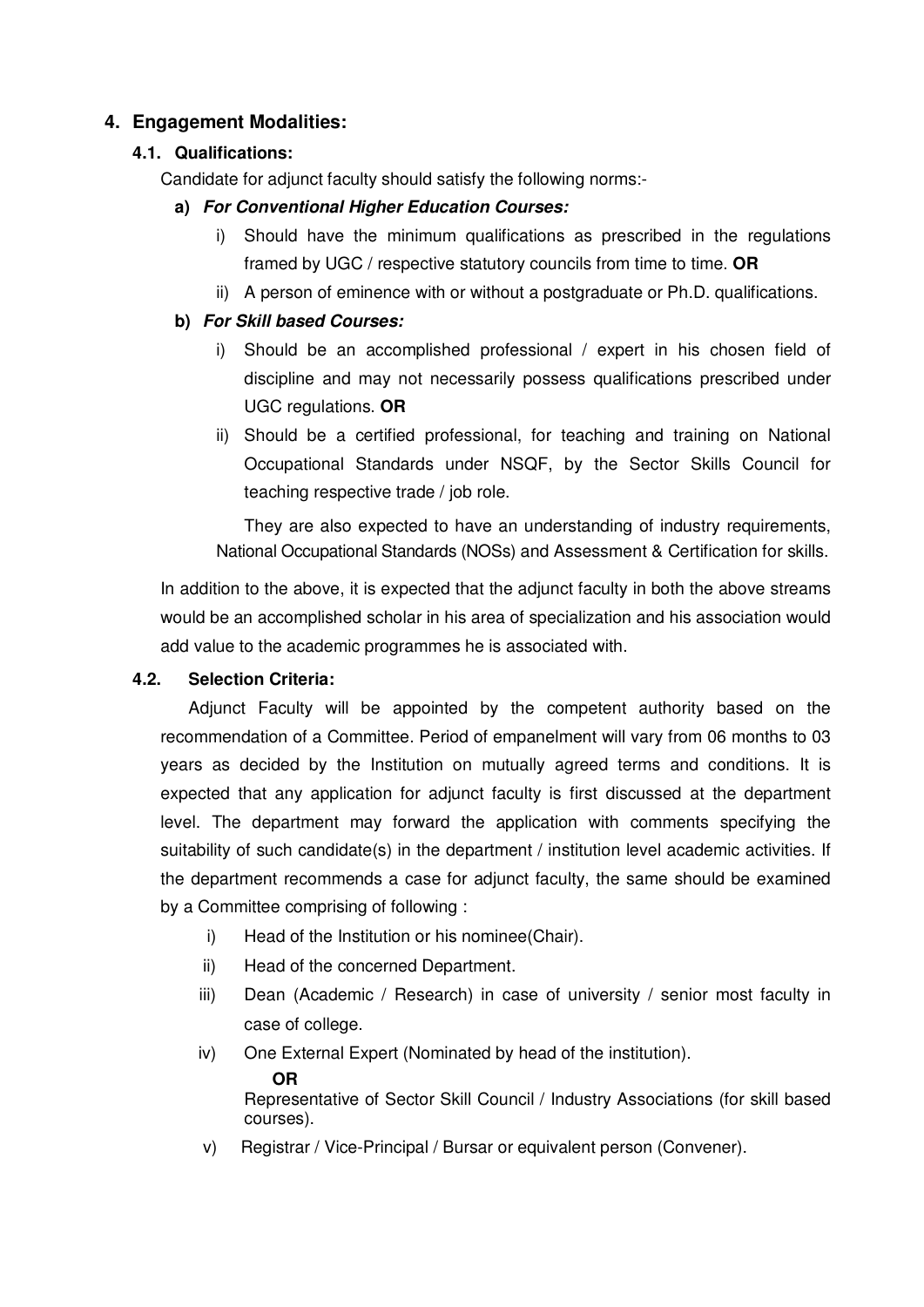## 4. Engagement Modalities:

### 4.1. Qualifications:

Candidate for adjunct faculty should satisfy the following norms:-

**a) *For Conventional Higher Education Courses:***

i) Should have the minimum qualifications as prescribed in the regulations framed by UGC / respective statutory councils from time to time. **OR**

ii) A person of eminence with or without a postgraduate or Ph.D. qualifications.

**b) *For Skill based Courses:***

i) Should be an accomplished professional / expert in his chosen field of discipline and may not necessarily possess qualifications prescribed under UGC regulations. **OR**

ii) Should be a certified professional, for teaching and training on National Occupational Standards under NSQF, by the Sector Skills Council for teaching respective trade / job role.

They are also expected to have an understanding of industry requirements, National Occupational Standards (NOSs) and Assessment & Certification for skills.

In addition to the above, it is expected that the adjunct faculty in both the above streams would be an accomplished scholar in his area of specialization and his association would add value to the academic programmes he is associated with.

### 4.2. Selection Criteria:

Adjunct Faculty will be appointed by the competent authority based on the recommendation of a Committee. Period of empanelment will vary from 06 months to 03 years as decided by the Institution on mutually agreed terms and conditions. It is expected that any application for adjunct faculty is first discussed at the department level. The department may forward the application with comments specifying the suitability of such candidate(s) in the department / institution level academic activities. If the department recommends a case for adjunct faculty, the same should be examined by a Committee comprising of following :

i) Head of the Institution or his nominee(Chair).

ii) Head of the concerned Department.

iii) Dean (Academic / Research) in case of university / senior most faculty in case of college.

iv) One External Expert (Nominated by head of the institution).

**OR**

Representative of Sector Skill Council / Industry Associations (for skill based courses).

v) Registrar / Vice-Principal / Bursar or equivalent person (Convener).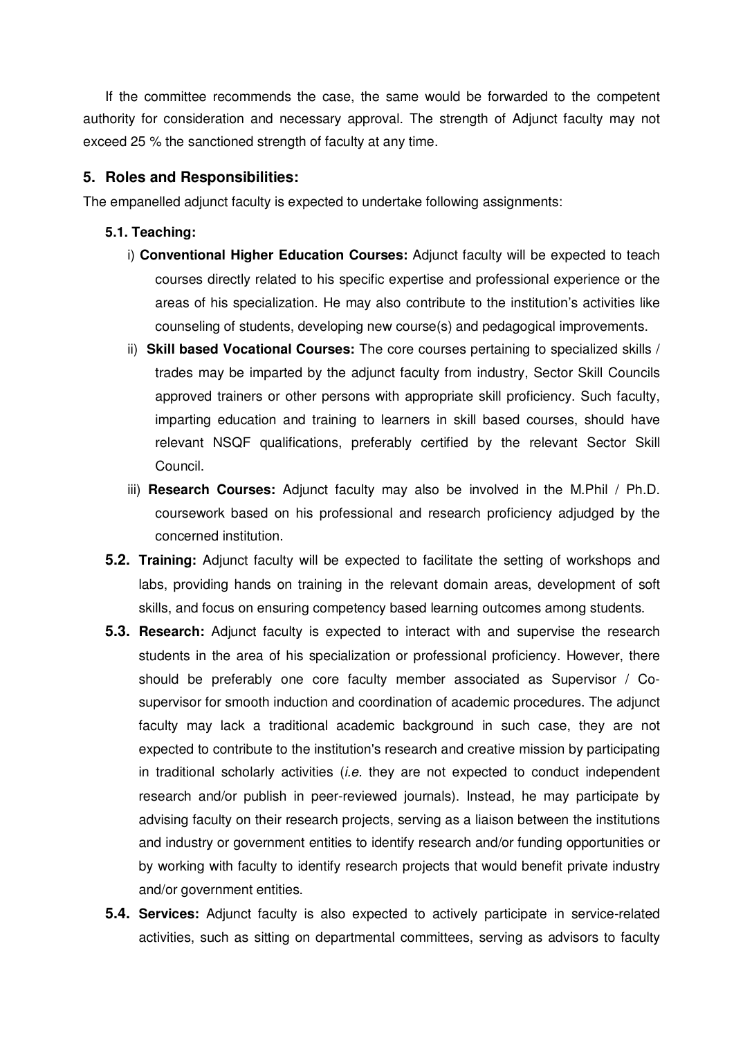If the committee recommends the case, the same would be forwarded to the competent authority for consideration and necessary approval. The strength of Adjunct faculty may not exceed 25 % the sanctioned strength of faculty at any time.

## 5. Roles and Responsibilities:

The empanelled adjunct faculty is expected to undertake following assignments:

### 5.1. Teaching:

i) **Conventional Higher Education Courses:** Adjunct faculty will be expected to teach courses directly related to his specific expertise and professional experience or the areas of his specialization. He may also contribute to the institution's activities like counseling of students, developing new course(s) and pedagogical improvements.

ii) **Skill based Vocational Courses:** The core courses pertaining to specialized skills / trades may be imparted by the adjunct faculty from industry, Sector Skill Councils approved trainers or other persons with appropriate skill proficiency. Such faculty, imparting education and training to learners in skill based courses, should have relevant NSQF qualifications, preferably certified by the relevant Sector Skill Council.

iii) **Research Courses:** Adjunct faculty may also be involved in the M.Phil / Ph.D. coursework based on his professional and research proficiency adjudged by the concerned institution.

**5.2. Training:** Adjunct faculty will be expected to facilitate the setting of workshops and labs, providing hands on training in the relevant domain areas, development of soft skills, and focus on ensuring competency based learning outcomes among students.

**5.3. Research:** Adjunct faculty is expected to interact with and supervise the research students in the area of his specialization or professional proficiency. However, there should be preferably one core faculty member associated as Supervisor / Co-supervisor for smooth induction and coordination of academic procedures. The adjunct faculty may lack a traditional academic background in such case, they are not expected to contribute to the institution's research and creative mission by participating in traditional scholarly activities (*i.e.* they are not expected to conduct independent research and/or publish in peer-reviewed journals). Instead, he may participate by advising faculty on their research projects, serving as a liaison between the institutions and industry or government entities to identify research and/or funding opportunities or by working with faculty to identify research projects that would benefit private industry and/or government entities.

**5.4. Services:** Adjunct faculty is also expected to actively participate in service-related activities, such as sitting on departmental committees, serving as advisors to faculty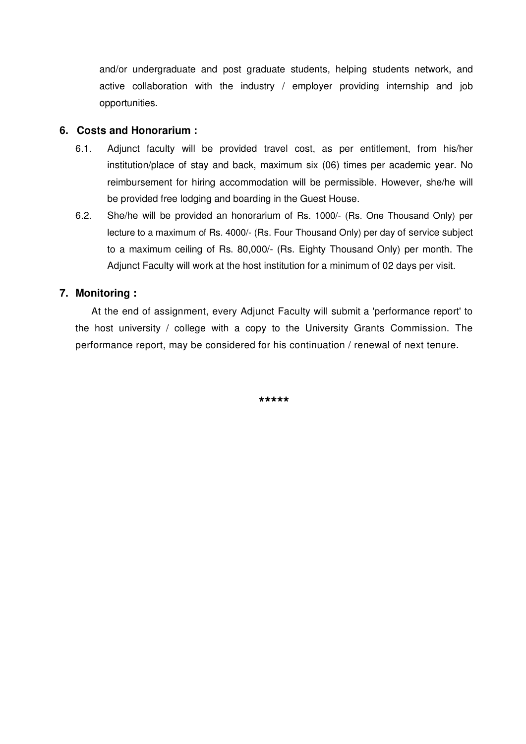and/or undergraduate and post graduate students, helping students network, and active collaboration with the industry / employer providing internship and job opportunities.

## 6. Costs and Honorarium :

6.1. Adjunct faculty will be provided travel cost, as per entitlement, from his/her institution/place of stay and back, maximum six (06) times per academic year. No reimbursement for hiring accommodation will be permissible. However, she/he will be provided free lodging and boarding in the Guest House.

6.2. She/he will be provided an honorarium of Rs. 1000/- (Rs. One Thousand Only) per lecture to a maximum of Rs. 4000/- (Rs. Four Thousand Only) per day of service subject to a maximum ceiling of Rs. 80,000/- (Rs. Eighty Thousand Only) per month. The Adjunct Faculty will work at the host institution for a minimum of 02 days per visit.

## 7. Monitoring :

At the end of assignment, every Adjunct Faculty will submit a 'performance report' to the host university / college with a copy to the University Grants Commission. The performance report, may be considered for his continuation / renewal of next tenure.

*****